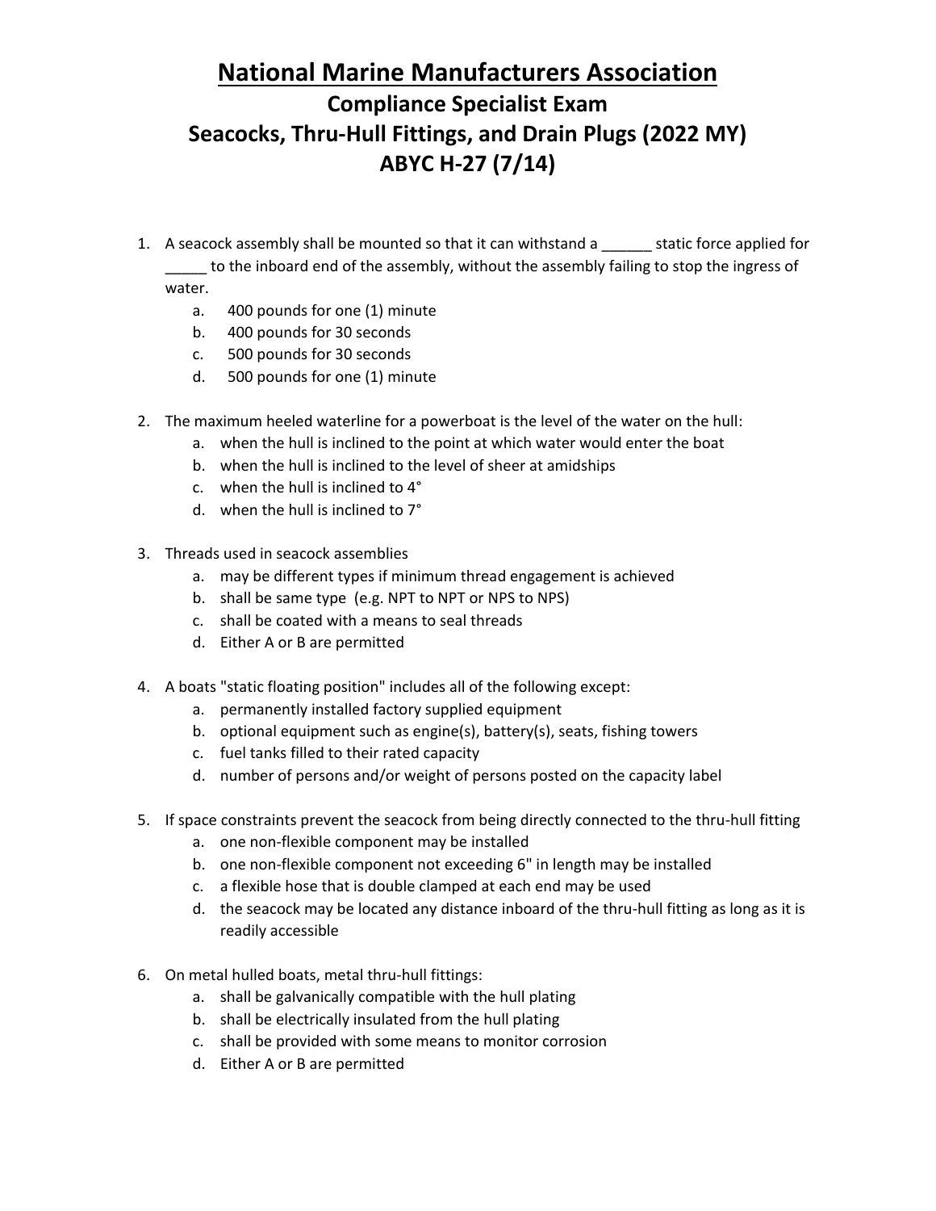# National Marine Manufacturers Association

## Compliance Specialist Exam
## Seacocks, Thru-Hull Fittings, and Drain Plugs (2022 MY)
## ABYC H-27 (7/14)

1. A seacock assembly shall be mounted so that it can withstand a ______ static force applied for _____ to the inboard end of the assembly, without the assembly failing to stop the ingress of water.
   a. 400 pounds for one (1) minute
   b. 400 pounds for 30 seconds
   c. 500 pounds for 30 seconds
   d. 500 pounds for one (1) minute

2. The maximum heeled waterline for a powerboat is the level of the water on the hull:
   a. when the hull is inclined to the point at which water would enter the boat
   b. when the hull is inclined to the level of sheer at amidships
   c. when the hull is inclined to 4°
   d. when the hull is inclined to 7°

3. Threads used in seacock assemblies
   a. may be different types if minimum thread engagement is achieved
   b. shall be same type (e.g. NPT to NPT or NPS to NPS)
   c. shall be coated with a means to seal threads
   d. Either A or B are permitted

4. A boats "static floating position" includes all of the following except:
   a. permanently installed factory supplied equipment
   b. optional equipment such as engine(s), battery(s), seats, fishing towers
   c. fuel tanks filled to their rated capacity
   d. number of persons and/or weight of persons posted on the capacity label

5. If space constraints prevent the seacock from being directly connected to the thru-hull fitting
   a. one non-flexible component may be installed
   b. one non-flexible component not exceeding 6" in length may be installed
   c. a flexible hose that is double clamped at each end may be used
   d. the seacock may be located any distance inboard of the thru-hull fitting as long as it is readily accessible

6. On metal hulled boats, metal thru-hull fittings:
   a. shall be galvanically compatible with the hull plating
   b. shall be electrically insulated from the hull plating
   c. shall be provided with some means to monitor corrosion
   d. Either A or B are permitted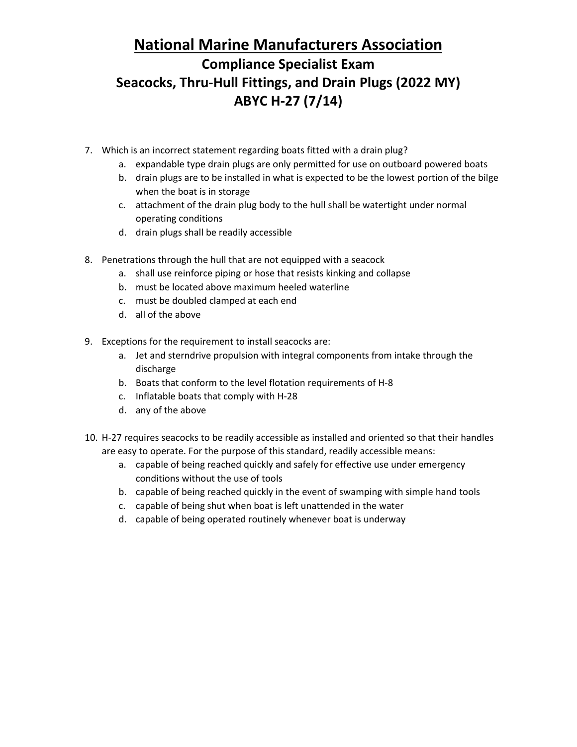# National Marine Manufacturers Association

## Compliance Specialist Exam

## Seacocks, Thru-Hull Fittings, and Drain Plugs (2022 MY)

## ABYC H-27 (7/14)

7. Which is an incorrect statement regarding boats fitted with a drain plug?
   a. expandable type drain plugs are only permitted for use on outboard powered boats
   b. drain plugs are to be installed in what is expected to be the lowest portion of the bilge when the boat is in storage
   c. attachment of the drain plug body to the hull shall be watertight under normal operating conditions
   d. drain plugs shall be readily accessible

8. Penetrations through the hull that are not equipped with a seacock
   a. shall use reinforce piping or hose that resists kinking and collapse
   b. must be located above maximum heeled waterline
   c. must be doubled clamped at each end
   d. all of the above

9. Exceptions for the requirement to install seacocks are:
   a. Jet and sterndrive propulsion with integral components from intake through the discharge
   b. Boats that conform to the level flotation requirements of H-8
   c. Inflatable boats that comply with H-28
   d. any of the above

10. H-27 requires seacocks to be readily accessible as installed and oriented so that their handles are easy to operate. For the purpose of this standard, readily accessible means:
    a. capable of being reached quickly and safely for effective use under emergency conditions without the use of tools
    b. capable of being reached quickly in the event of swamping with simple hand tools
    c. capable of being shut when boat is left unattended in the water
    d. capable of being operated routinely whenever boat is underway